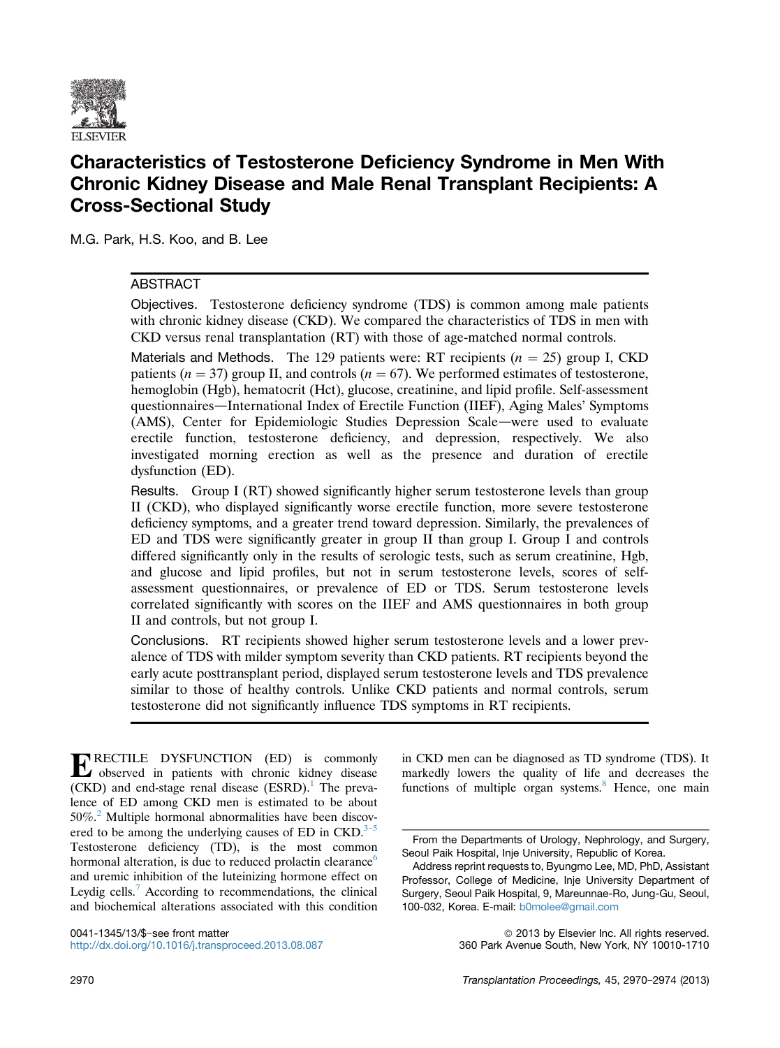# Characteristics of Testosterone Deficiency Syndrome in Men With Chronic Kidney Disease and Male Renal Transplant Recipients: A Cross-Sectional Study

M.G. Park, H.S. Koo, and B. Lee

## ABSTRACT

**Objectives.** Testosterone deficiency syndrome (TDS) is common among male patients with chronic kidney disease (CKD). We compared the characteristics of TDS in men with CKD versus renal transplantation (RT) with those of age-matched normal controls.

**Materials and Methods.** The 129 patients were: RT recipients ($n = 25$) group I, CKD patients ($n = 37$) group II, and controls ($n = 67$). We performed estimates of testosterone, hemoglobin (Hgb), hematocrit (Hct), glucose, creatinine, and lipid profile. Self-assessment questionnaires—International Index of Erectile Function (IIEF), Aging Males' Symptoms (AMS), Center for Epidemiologic Studies Depression Scale—were used to evaluate erectile function, testosterone deficiency, and depression, respectively. We also investigated morning erection as well as the presence and duration of erectile dysfunction (ED).

**Results.** Group I (RT) showed significantly higher serum testosterone levels than group II (CKD), who displayed significantly worse erectile function, more severe testosterone deficiency symptoms, and a greater trend toward depression. Similarly, the prevalences of ED and TDS were significantly greater in group II than group I. Group I and controls differed significantly only in the results of serologic tests, such as serum creatinine, Hgb, and glucose and lipid profiles, but not in serum testosterone levels, scores of self-assessment questionnaires, or prevalence of ED or TDS. Serum testosterone levels correlated significantly with scores on the IIEF and AMS questionnaires in both group II and controls, but not group I.

**Conclusions.** RT recipients showed higher serum testosterone levels and a lower prevalence of TDS with milder symptom severity than CKD patients. RT recipients beyond the early acute posttransplant period, displayed serum testosterone levels and TDS prevalence similar to those of healthy controls. Unlike CKD patients and normal controls, serum testosterone did not significantly influence TDS symptoms in RT recipients.

ERECTILE DYSFUNCTION (ED) is commonly observed in patients with chronic kidney disease (CKD) and end-stage renal disease (ESRD).[1] The prevalence of ED among CKD men is estimated to be about 50%.[2] Multiple hormonal abnormalities have been discovered to be among the underlying causes of ED in CKD.[3–5] Testosterone deficiency (TD), is the most common hormonal alteration, is due to reduced prolactin clearance[6] and uremic inhibition of the luteinizing hormone effect on Leydig cells.[7] According to recommendations, the clinical and biochemical alterations associated with this condition in CKD men can be diagnosed as TD syndrome (TDS). It markedly lowers the quality of life and decreases the functions of multiple organ systems.[8] Hence, one main

From the Departments of Urology, Nephrology, and Surgery, Seoul Paik Hospital, Inje University, Republic of Korea.

Address reprint requests to, Byungmo Lee, MD, PhD, Assistant Professor, College of Medicine, Inje University Department of Surgery, Seoul Paik Hospital, 9, Mareunnae-Ro, Jung-Gu, Seoul, 100-032, Korea. E-mail: b0molee@gmail.com

0041-1345/13/$–see front matter
http://dx.doi.org/10.1016/j.transproceed.2013.08.087

© 2013 by Elsevier Inc. All rights reserved.
360 Park Avenue South, New York, NY 10010-1710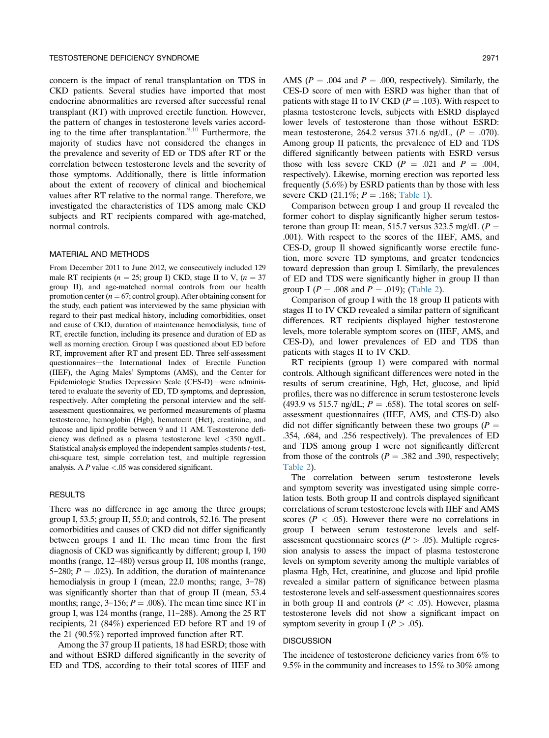concern is the impact of renal transplantation on TDS in CKD patients. Several studies have imported that most endocrine abnormalities are reversed after successful renal transplant (RT) with improved erectile function. However, the pattern of changes in testosterone levels varies according to the time after transplantation.[9,10] Furthermore, the majority of studies have not considered the changes in the prevalence and severity of ED or TDS after RT or the correlation between testosterone levels and the severity of those symptoms. Additionally, there is little information about the extent of recovery of clinical and biochemical values after RT relative to the normal range. Therefore, we investigated the characteristics of TDS among male CKD subjects and RT recipients compared with age-matched, normal controls.

## MATERIAL AND METHODS

From December 2011 to June 2012, we consecutively included 129 male RT recipients ($n = 25$; group I) CKD, stage II to V, ($n = 37$ group II), and age-matched normal controls from our health promotion center ($n = 67$; control group). After obtaining consent for the study, each patient was interviewed by the same physician with regard to their past medical history, including comorbidities, onset and cause of CKD, duration of maintenance hemodialysis, time of RT, erectile function, including its presence and duration of ED as well as morning erection. Group I was questioned about ED before RT, improvement after RT and present ED. Three self-assessment questionnaires—the International Index of Erectile Function (IIEF), the Aging Males' Symptoms (AMS), and the Center for Epidemiologic Studies Depression Scale (CES-D)—were administered to evaluate the severity of ED, TD symptoms, and depression, respectively. After completing the personal interview and the self-assessment questionnaires, we performed measurements of plasma testosterone, hemoglobin (Hgb), hematocrit (Hct), creatinine, and glucose and lipid profile between 9 and 11 AM. Testosterone deficiency was defined as a plasma testosterone level <350 ng/dL. Statistical analysis employed the independent samples students *t*-test, chi-square test, simple correlation test, and multiple regression analysis. A *P* value <.05 was considered significant.

## RESULTS

There was no difference in age among the three groups; group I, 53.5; group II, 55.0; and controls, 52.16. The present comorbidities and causes of CKD did not differ significantly between groups I and II. The mean time from the first diagnosis of CKD was significantly by different; group I, 190 months (range, 12–480) versus group II, 108 months (range, 5–280; $P = .023$). In addition, the duration of maintenance hemodialysis in group I (mean, 22.0 months; range, 3–78) was significantly shorter than that of group II (mean, 53.4 months; range, 3–156; $P = .008$). The mean time since RT in group I, was 124 months (range, 11–288). Among the 25 RT recipients, 21 (84%) experienced ED before RT and 19 of the 21 (90.5%) reported improved function after RT.

Among the 37 group II patients, 18 had ESRD; those with and without ESRD differed significantly in the severity of ED and TDS, according to their total scores of IIEF and AMS ($P = .004$ and $P = .000$, respectively). Similarly, the CES-D score of men with ESRD was higher than that of patients with stage II to IV CKD ($P = .103$). With respect to plasma testosterone levels, subjects with ESRD displayed lower levels of testosterone than those without ESRD: mean testosterone, 264.2 versus 371.6 ng/dL, ($P = .070$). Among group II patients, the prevalence of ED and TDS differed significantly between patients with ESRD versus those with less severe CKD ($P = .021$ and $P = .004$, respectively). Likewise, morning erection was reported less frequently (5.6%) by ESRD patients than by those with less severe CKD (21.1%; $P = .168$; Table 1).

Comparison between group I and group II revealed the former cohort to display significantly higher serum testosterone than group II: mean, 515.7 versus 323.5 mg/dL ($P = .001$). With respect to the scores of the IIEF, AMS, and CES-D, group II showed significantly worse erectile function, more severe TD symptoms, and greater tendencies toward depression than group I. Similarly, the prevalences of ED and TDS were significantly higher in group II than group I ($P = .008$ and $P = .019$); (Table 2).

Comparison of group I with the 18 group II patients with stages II to IV CKD revealed a similar pattern of significant differences. RT recipients displayed higher testosterone levels, more tolerable symptom scores on (IIEF, AMS, and CES-D), and lower prevalences of ED and TDS than patients with stages II to IV CKD.

RT recipients (group 1) were compared with normal controls. Although significant differences were noted in the results of serum creatinine, Hgb, Hct, glucose, and lipid profiles, there was no difference in serum testosterone levels (493.9 vs 515.7 ng/dL; $P = .658$). The total scores on self-assessment questionnaires (IIEF, AMS, and CES-D) also did not differ significantly between these two groups ($P = .354$, .684, and .256 respectively). The prevalences of ED and TDS among group I were not significantly different from those of the controls ($P = .382$ and .390, respectively; Table 2).

The correlation between serum testosterone levels and symptom severity was investigated using simple correlation tests. Both group II and controls displayed significant correlations of serum testosterone levels with IIEF and AMS scores ($P < .05$). However there were no correlations in group I between serum testosterone levels and self-assessment questionnaire scores ($P > .05$). Multiple regression analysis to assess the impact of plasma testosterone levels on symptom severity among the multiple variables of plasma Hgb, Hct, creatinine, and glucose and lipid profile revealed a similar pattern of significance between plasma testosterone levels and self-assessment questionnaires scores in both group II and controls ($P < .05$). However, plasma testosterone levels did not show a significant impact on symptom severity in group I ($P > .05$).

## DISCUSSION

The incidence of testosterone deficiency varies from 6% to 9.5% in the community and increases to 15% to 30% among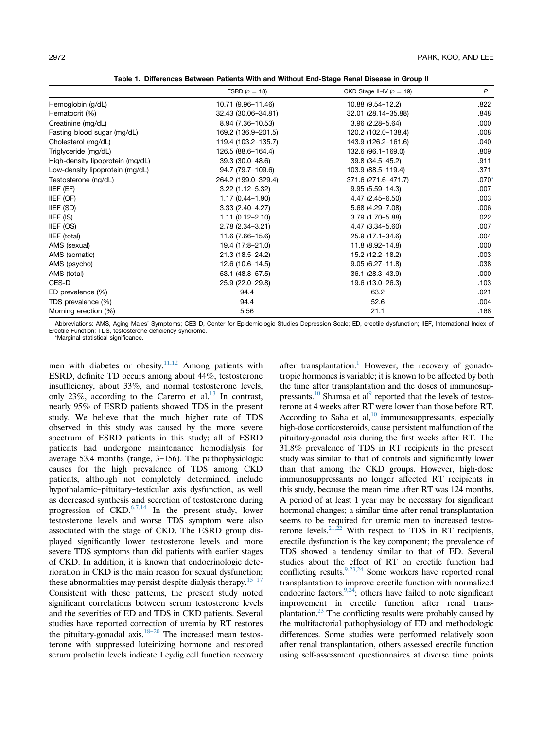**Table 1. Differences Between Patients With and Without End-Stage Renal Disease in Group II**

| | ESRD ($n$ = 18) | CKD Stage II–IV ($n$ = 19) | $P$ |
|---|---|---|---|
| Hemoglobin (g/dL) | 10.71 (9.96–11.46) | 10.88 (9.54–12.2) | .822 |
| Hematocrit (%) | 32.43 (30.06–34.81) | 32.01 (28.14–35.88) | .848 |
| Creatinine (mg/dL) | 8.94 (7.36–10.53) | 3.96 (2.28–5.64) | .000 |
| Fasting blood sugar (mg/dL) | 169.2 (136.9–201.5) | 120.2 (102.0–138.4) | .008 |
| Cholesterol (mg/dL) | 119.4 (103.2–135.7) | 143.9 (126.2–161.6) | .040 |
| Triglyceride (mg/dL) | 126.5 (88.6–164.4) | 132.6 (96.1–169.0) | .809 |
| High-density lipoprotein (mg/dL) | 39.3 (30.0–48.6) | 39.8 (34.5–45.2) | .911 |
| Low-density lipoprotein (mg/dL) | 94.7 (79.7–109.6) | 103.9 (88.5–119.4) | .371 |
| Testosterone (ng/dL) | 264.2 (199.0–329.4) | 371.6 (271.6–471.7) | .070* |
| IIEF (EF) | 3.22 (1.12–5.32) | 9.95 (5.59–14.3) | .007 |
| IIEF (OF) | 1.17 (0.44–1.90) | 4.47 (2.45–6.50) | .003 |
| IIEF (SD) | 3.33 (2.40–4.27) | 5.68 (4.29–7.08) | .006 |
| IIEF (IS) | 1.11 (0.12–2.10) | 3.79 (1.70–5.88) | .022 |
| IIEF (OS) | 2.78 (2.34–3.21) | 4.47 (3.34–5.60) | .007 |
| IIEF (total) | 11.6 (7.66–15.6) | 25.9 (17.1–34.6) | .004 |
| AMS (sexual) | 19.4 (17:8–21.0) | 11.8 (8.92–14.8) | .000 |
| AMS (somatic) | 21.3 (18.5–24.2) | 15.2 (12.2–18.2) | .003 |
| AMS (psycho) | 12.6 (10.6–14.5) | 9.05 (6.27–11.8) | .038 |
| AMS (total) | 53.1 (48.8–57.5) | 36.1 (28.3–43.9) | .000 |
| CES-D | 25.9 (22.0–29.8) | 19.6 (13.0–26.3) | .103 |
| ED prevalence (%) | 94.4 | 63.2 | .021 |
| TDS prevalence (%) | 94.4 | 52.6 | .004 |
| Morning erection (%) | 5.56 | 21.1 | .168 |

Abbreviations: AMS, Aging Males' Symptoms; CES-D, Center for Epidemiologic Studies Depression Scale; ED, erectile dysfunction; IIEF, International Index of Erectile Function; TDS, testosterone deficiency syndrome.
*Marginal statistical significance.

men with diabetes or obesity.[11,12] Among patients with ESRD, definite TD occurs among about 44%, testosterone insufficiency, about 33%, and normal testosterone levels, only 23%, according to the Carerro et al.[13] In contrast, nearly 95% of ESRD patients showed TDS in the present study. We believe that the much higher rate of TDS observed in this study was caused by the more severe spectrum of ESRD patients in this study; all of ESRD patients had undergone maintenance hemodialysis for average 53.4 months (range, 3–156). The pathophysiologic causes for the high prevalence of TDS among CKD patients, although not completely determined, include hypothalamic–pituitary–testicular axis dysfunction, as well as decreased synthesis and secretion of testosterone during progression of CKD.[6,7,14] In the present study, lower testosterone levels and worse TDS symptom were also associated with the stage of CKD. The ESRD group displayed significantly lower testosterone levels and more severe TDS symptoms than did patients with earlier stages of CKD. In addition, it is known that endocrinologic deterioration in CKD is the main reason for sexual dysfunction; these abnormalities may persist despite dialysis therapy.[15–17] Consistent with these patterns, the present study noted significant correlations between serum testosterone levels and the severities of ED and TDS in CKD patients. Several studies have reported correction of uremia by RT restores the pituitary-gonadal axis.[18–20] The increased mean testosterone with suppressed luteinizing hormone and restored serum prolactin levels indicate Leydig cell function recovery after transplantation.[1] However, the recovery of gonadotropic hormones is variable; it is known to be affected by both the time after transplantation and the doses of immunosuppressants.[10] Shamsa et al[9] reported that the levels of testosterone at 4 weeks after RT were lower than those before RT. According to Saha et al,[10] immunosuppressants, especially high-dose corticosteroids, cause persistent malfunction of the pituitary-gonadal axis during the first weeks after RT. The 31.8% prevalence of TDS in RT recipients in the present study was similar to that of controls and significantly lower than that among the CKD groups. However, high-dose immunosuppressants no longer affected RT recipients in this study, because the mean time after RT was 124 months. A period of at least 1 year may be necessary for significant hormonal changes; a similar time after renal transplantation seems to be required for uremic men to increased testosterone levels.[21,22] With respect to TDS in RT recipients, erectile dysfunction is the key component; the prevalence of TDS showed a tendency similar to that of ED. Several studies about the effect of RT on erectile function had conflicting results.[9,23,24] Some workers have reported renal transplantation to improve erectile function with normalized endocrine factors.[9,24]; others have failed to note significant improvement in erectile function after renal transplantation.[23] The conflicting results were probably caused by the multifactorial pathophysiology of ED and methodologic differences. Some studies were performed relatively soon after renal transplantation, others assessed erectile function using self-assessment questionnaires at diverse time points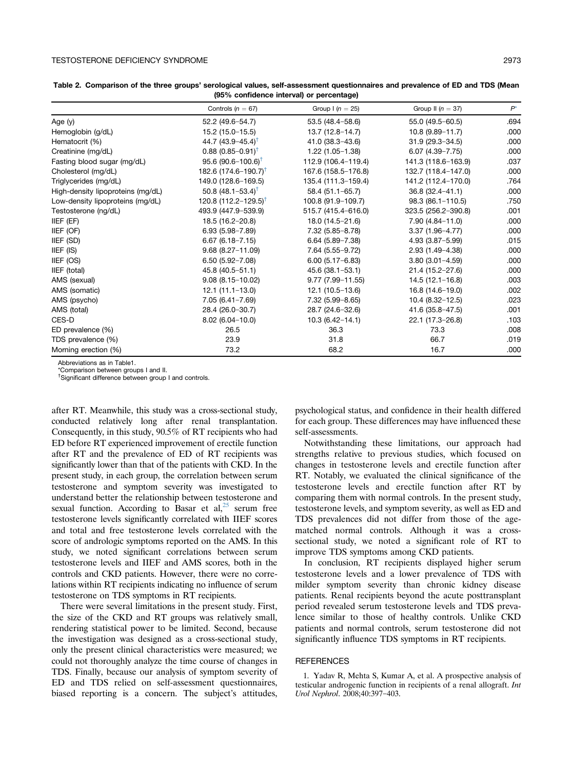**Table 2. Comparison of the three groups' serological values, self-assessment questionnaires and prevalence of ED and TDS (Mean (95% confidence interval) or percentage)**

| | Controls ($n = 67$) | Group I ($n = 25$) | Group II ($n = 37$) | $P$* |
|---|---|---|---|---|
| Age (y) | 52.2 (49.6–54.7) | 53.5 (48.4–58.6) | 55.0 (49.5–60.5) | .694 |
| Hemoglobin (g/dL) | 15.2 (15.0–15.5) | 13.7 (12.8–14.7) | 10.8 (9.89–11.7) | .000 |
| Hematocrit (%) | 44.7 (43.9–45.4)† | 41.0 (38.3–43.6) | 31.9 (29.3–34.5) | .000 |
| Creatinine (mg/dL) | 0.88 (0.85–0.91)† | 1.22 (1.05–1.38) | 6.07 (4.39–7.75) | .000 |
| Fasting blood sugar (mg/dL) | 95.6 (90.6–100.6)† | 112.9 (106.4–119.4) | 141.3 (118.6–163.9) | .037 |
| Cholesterol (mg/dL) | 182.6 (174.6–190.7)† | 167.6 (158.5–176.8) | 132.7 (118.4–147.0) | .000 |
| Triglycerides (mg/dL) | 149.0 (128.6–169.5) | 135.4 (111.3–159.4) | 141.2 (112.4–170.0) | .764 |
| High-density lipoproteins (mg/dL) | 50.8 (48.1–53.4)† | 58.4 (51.1–65.7) | 36.8 (32.4–41.1) | .000 |
| Low-density lipoproteins (mg/dL) | 120.8 (112.2–129.5)† | 100.8 (91.9–109.7) | 98.3 (86.1–110.5) | .750 |
| Testosterone (ng/dL) | 493.9 (447.9–539.9) | 515.7 (415.4–616.0) | 323.5 (256.2–390.8) | .001 |
| IIEF (EF) | 18.5 (16.2–20.8) | 18.0 (14.5–21.6) | 7.90 (4.84–11.0) | .000 |
| IIEF (OF) | 6.93 (5.98–7.89) | 7.32 (5.85–8.78) | 3.37 (1.96–4.77) | .000 |
| IIEF (SD) | 6.67 (6.18–7.15) | 6.64 (5.89–7.38) | 4.93 (3.87–5.99) | .015 |
| IIEF (IS) | 9.68 (8.27–11.09) | 7.64 (5.55–9.72) | 2.93 (1.49–4.38) | .000 |
| IIEF (OS) | 6.50 (5.92–7.08) | 6.00 (5.17–6.83) | 3.80 (3.01–4.59) | .000 |
| IIEF (total) | 45.8 (40.5–51.1) | 45.6 (38.1–53.1) | 21.4 (15.2–27.6) | .000 |
| AMS (sexual) | 9.08 (8.15–10.02) | 9.77 (7.99–11.55) | 14.5 (12.1–16.8) | .003 |
| AMS (somatic) | 12.1 (11.1–13.0) | 12.1 (10.5–13.6) | 16.8 (14.6–19.0) | .002 |
| AMS (psycho) | 7.05 (6.41–7.69) | 7.32 (5.99–8.65) | 10.4 (8.32–12.5) | .023 |
| AMS (total) | 28.4 (26.0–30.7) | 28.7 (24.6–32.6) | 41.6 (35.8–47.5) | .001 |
| CES-D | 8.02 (6.04–10.0) | 10.3 (6.42–14.1) | 22.1 (17.3–26.8) | .103 |
| ED prevalence (%) | 26.5 | 36.3 | 73.3 | .008 |
| TDS prevalence (%) | 23.9 | 31.8 | 66.7 | .019 |
| Morning erection (%) | 73.2 | 68.2 | 16.7 | .000 |

Abbreviations as in Table1.
*Comparison between groups I and II.
†Significant difference between group I and controls.

after RT. Meanwhile, this study was a cross-sectional study, conducted relatively long after renal transplantation. Consequently, in this study, 90.5% of RT recipients who had ED before RT experienced improvement of erectile function after RT and the prevalence of ED of RT recipients was significantly lower than that of the patients with CKD. In the present study, in each group, the correlation between serum testosterone and symptom severity was investigated to understand better the relationship between testosterone and sexual function. According to Basar et al,[25] serum free testosterone levels significantly correlated with IIEF scores and total and free testosterone levels correlated with the score of andrologic symptoms reported on the AMS. In this study, we noted significant correlations between serum testosterone levels and IIEF and AMS scores, both in the controls and CKD patients. However, there were no correlations within RT recipients indicating no influence of serum testosterone on TDS symptoms in RT recipients.

There were several limitations in the present study. First, the size of the CKD and RT groups was relatively small, rendering statistical power to be limited. Second, because the investigation was designed as a cross-sectional study, only the present clinical characteristics were measured; we could not thoroughly analyze the time course of changes in TDS. Finally, because our analysis of symptom severity of ED and TDS relied on self-assessment questionnaires, biased reporting is a concern. The subject's attitudes, psychological status, and confidence in their health differed for each group. These differences may have influenced these self-assessments.

Notwithstanding these limitations, our approach had strengths relative to previous studies, which focused on changes in testosterone levels and erectile function after RT. Notably, we evaluated the clinical significance of the testosterone levels and erectile function after RT by comparing them with normal controls. In the present study, testosterone levels, and symptom severity, as well as ED and TDS prevalences did not differ from those of the age-matched normal controls. Although it was a cross-sectional study, we noted a significant role of RT to improve TDS symptoms among CKD patients.

In conclusion, RT recipients displayed higher serum testosterone levels and a lower prevalence of TDS with milder symptom severity than chronic kidney disease patients. Renal recipients beyond the acute posttransplant period revealed serum testosterone levels and TDS prevalence similar to those of healthy controls. Unlike CKD patients and normal controls, serum testosterone did not significantly influence TDS symptoms in RT recipients.

## REFERENCES

1. Yadav R, Mehta S, Kumar A, et al. A prospective analysis of testicular androgenic function in recipients of a renal allograft. *Int Urol Nephrol*. 2008;40:397–403.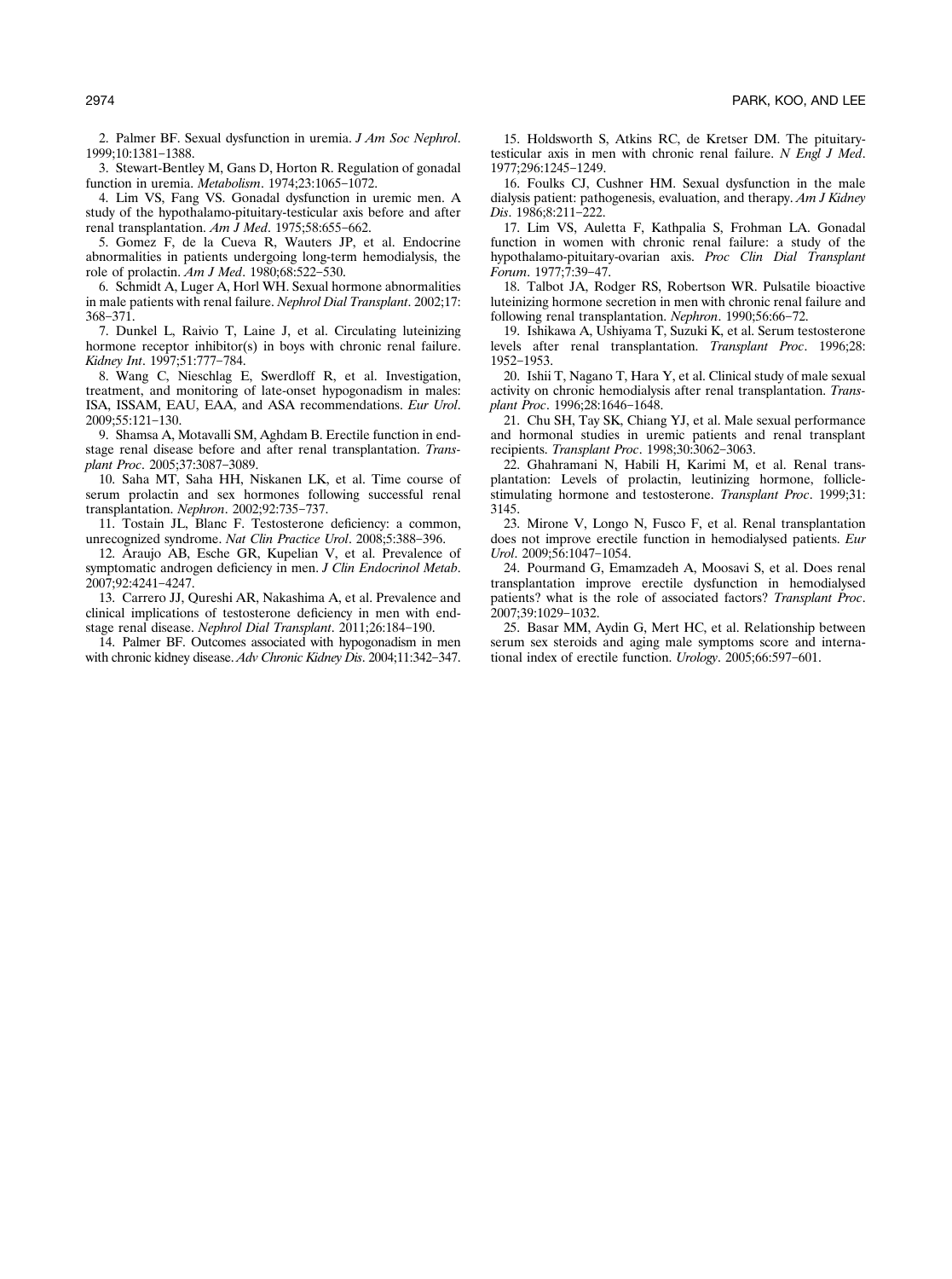2. Palmer BF. Sexual dysfunction in uremia. *J Am Soc Nephrol*. 1999;10:1381–1388.

3. Stewart-Bentley M, Gans D, Horton R. Regulation of gonadal function in uremia. *Metabolism*. 1974;23:1065–1072.

4. Lim VS, Fang VS. Gonadal dysfunction in uremic men. A study of the hypothalamo-pituitary-testicular axis before and after renal transplantation. *Am J Med*. 1975;58:655–662.

5. Gomez F, de la Cueva R, Wauters JP, et al. Endocrine abnormalities in patients undergoing long-term hemodialysis, the role of prolactin. *Am J Med*. 1980;68:522–530.

6. Schmidt A, Luger A, Horl WH. Sexual hormone abnormalities in male patients with renal failure. *Nephrol Dial Transplant*. 2002;17:368–371.

7. Dunkel L, Raivio T, Laine J, et al. Circulating luteinizing hormone receptor inhibitor(s) in boys with chronic renal failure. *Kidney Int*. 1997;51:777–784.

8. Wang C, Nieschlag E, Swerdloff R, et al. Investigation, treatment, and monitoring of late-onset hypogonadism in males: ISA, ISSAM, EAU, EAA, and ASA recommendations. *Eur Urol*. 2009;55:121–130.

9. Shamsa A, Motavalli SM, Aghdam B. Erectile function in end-stage renal disease before and after renal transplantation. *Transplant Proc*. 2005;37:3087–3089.

10. Saha MT, Saha HH, Niskanen LK, et al. Time course of serum prolactin and sex hormones following successful renal transplantation. *Nephron*. 2002;92:735–737.

11. Tostain JL, Blanc F. Testosterone deficiency: a common, unrecognized syndrome. *Nat Clin Practice Urol*. 2008;5:388–396.

12. Araujo AB, Esche GR, Kupelian V, et al. Prevalence of symptomatic androgen deficiency in men. *J Clin Endocrinol Metab*. 2007;92:4241–4247.

13. Carrero JJ, Qureshi AR, Nakashima A, et al. Prevalence and clinical implications of testosterone deficiency in men with end-stage renal disease. *Nephrol Dial Transplant*. 2011;26:184–190.

14. Palmer BF. Outcomes associated with hypogonadism in men with chronic kidney disease. *Adv Chronic Kidney Dis*. 2004;11:342–347.

15. Holdsworth S, Atkins RC, de Kretser DM. The pituitary-testicular axis in men with chronic renal failure. *N Engl J Med*. 1977;296:1245–1249.

16. Foulks CJ, Cushner HM. Sexual dysfunction in the male dialysis patient: pathogenesis, evaluation, and therapy. *Am J Kidney Dis*. 1986;8:211–222.

17. Lim VS, Auletta F, Kathpalia S, Frohman LA. Gonadal function in women with chronic renal failure: a study of the hypothalamo-pituitary-ovarian axis. *Proc Clin Dial Transplant Forum*. 1977;7:39–47.

18. Talbot JA, Rodger RS, Robertson WR. Pulsatile bioactive luteinizing hormone secretion in men with chronic renal failure and following renal transplantation. *Nephron*. 1990;56:66–72.

19. Ishikawa A, Ushiyama T, Suzuki K, et al. Serum testosterone levels after renal transplantation. *Transplant Proc*. 1996;28:1952–1953.

20. Ishii T, Nagano T, Hara Y, et al. Clinical study of male sexual activity on chronic hemodialysis after renal transplantation. *Transplant Proc*. 1996;28:1646–1648.

21. Chu SH, Tay SK, Chiang YJ, et al. Male sexual performance and hormonal studies in uremic patients and renal transplant recipients. *Transplant Proc*. 1998;30:3062–3063.

22. Ghahramani N, Habili H, Karimi M, et al. Renal transplantation: Levels of prolactin, leutinizing hormone, follicle-stimulating hormone and testosterone. *Transplant Proc*. 1999;31:3145.

23. Mirone V, Longo N, Fusco F, et al. Renal transplantation does not improve erectile function in hemodialysed patients. *Eur Urol*. 2009;56:1047–1054.

24. Pourmand G, Emamzadeh A, Moosavi S, et al. Does renal transplantation improve erectile dysfunction in hemodialysed patients? what is the role of associated factors? *Transplant Proc*. 2007;39:1029–1032.

25. Basar MM, Aydin G, Mert HC, et al. Relationship between serum sex steroids and aging male symptoms score and international index of erectile function. *Urology*. 2005;66:597–601.